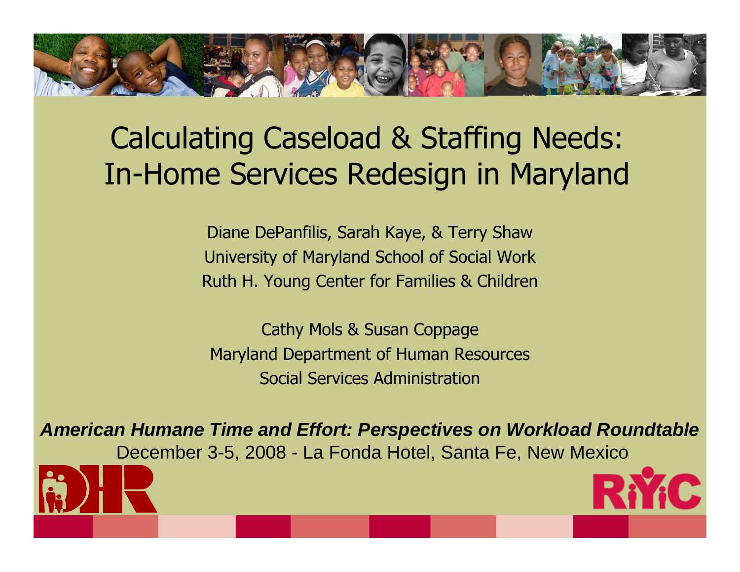# Calculating Caseload & Staffing Needs: In-Home Services Redesign in Maryland

Diane DePanfilis, Sarah Kaye, & Terry Shaw
University of Maryland School of Social Work
Ruth H. Young Center for Families & Children

Cathy Mols & Susan Coppage
Maryland Department of Human Resources
Social Services Administration

***American Humane Time and Effort: Perspectives on Workload Roundtable***
December 3-5, 2008 - La Fonda Hotel, Santa Fe, New Mexico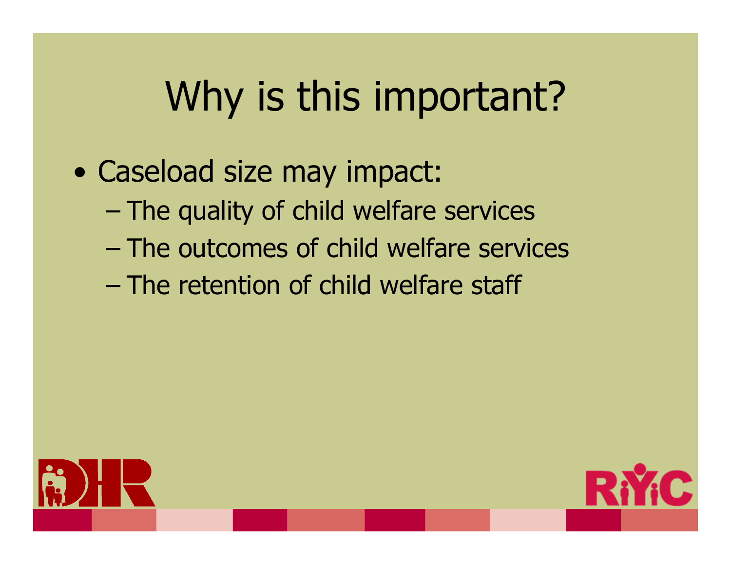# Why is this important?

- Caseload size may impact:
  - The quality of child welfare services
  - The outcomes of child welfare services
  - The retention of child welfare staff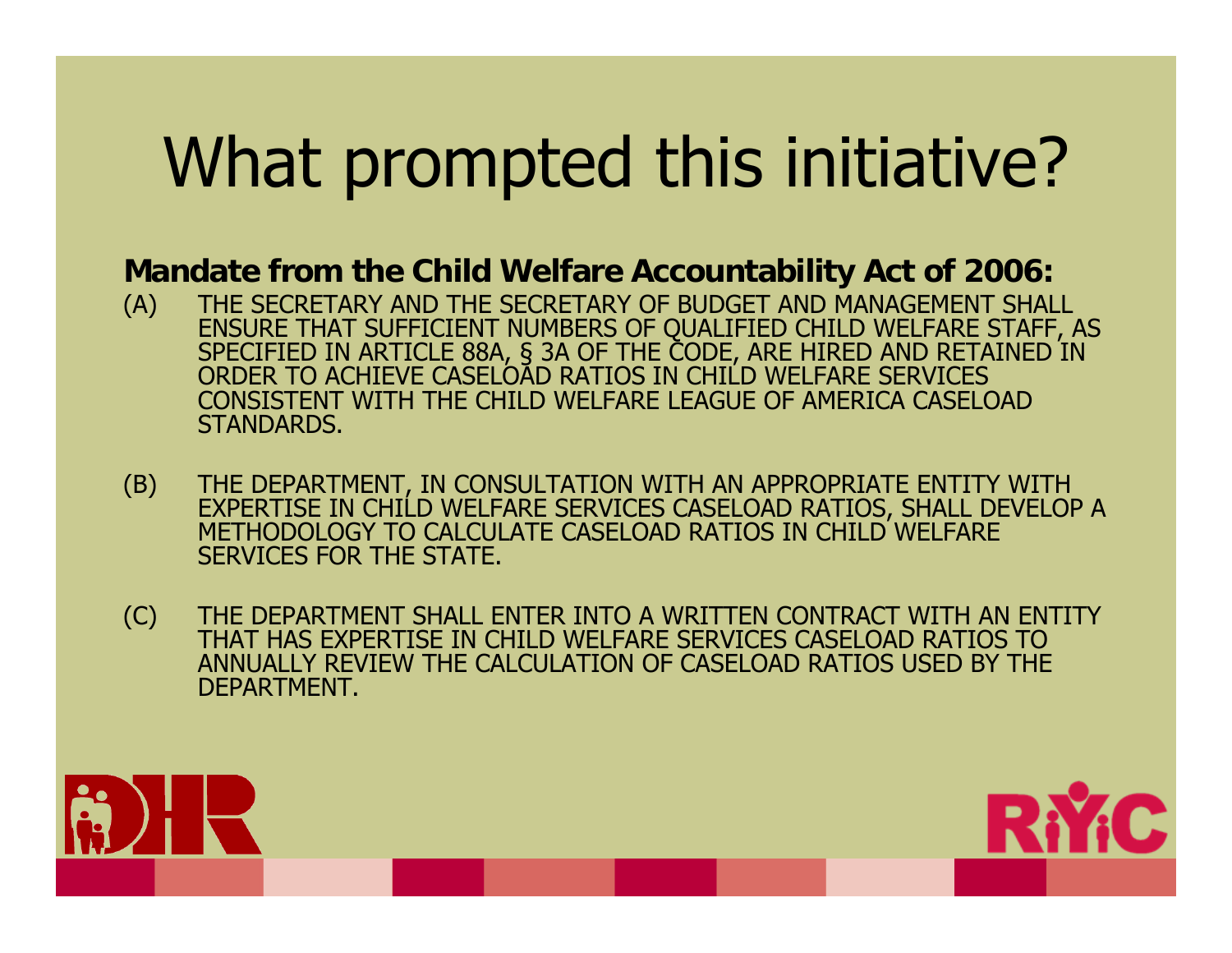# What prompted this initiative?

**Mandate from the Child Welfare Accountability Act of 2006:**

(A) THE SECRETARY AND THE SECRETARY OF BUDGET AND MANAGEMENT SHALL ENSURE THAT SUFFICIENT NUMBERS OF QUALIFIED CHILD WELFARE STAFF, AS SPECIFIED IN ARTICLE 88A, § 3A OF THE CODE, ARE HIRED AND RETAINED IN ORDER TO ACHIEVE CASELOAD RATIOS IN CHILD WELFARE SERVICES CONSISTENT WITH THE CHILD WELFARE LEAGUE OF AMERICA CASELOAD STANDARDS.

(B) THE DEPARTMENT, IN CONSULTATION WITH AN APPROPRIATE ENTITY WITH EXPERTISE IN CHILD WELFARE SERVICES CASELOAD RATIOS, SHALL DEVELOP A METHODOLOGY TO CALCULATE CASELOAD RATIOS IN CHILD WELFARE SERVICES FOR THE STATE.

(C) THE DEPARTMENT SHALL ENTER INTO A WRITTEN CONTRACT WITH AN ENTITY THAT HAS EXPERTISE IN CHILD WELFARE SERVICES CASELOAD RATIOS TO ANNUALLY REVIEW THE CALCULATION OF CASELOAD RATIOS USED BY THE DEPARTMENT.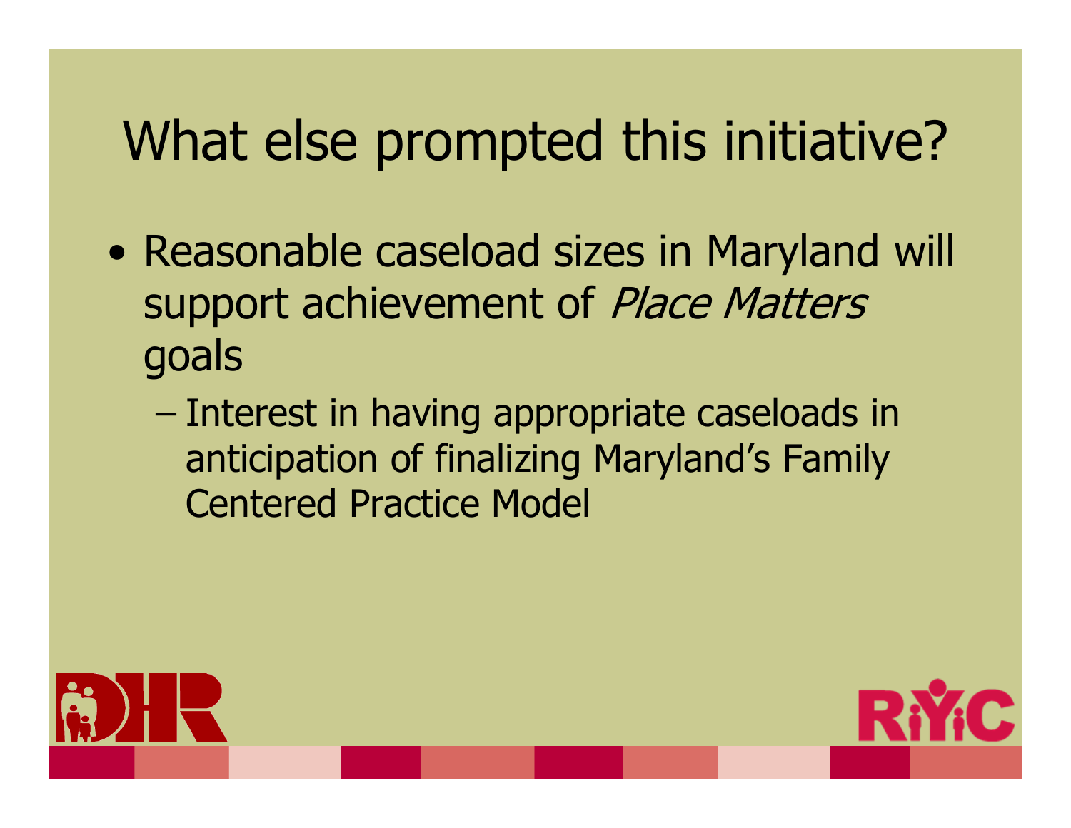# What else prompted this initiative?

- Reasonable caseload sizes in Maryland will support achievement of *Place Matters* goals
  - Interest in having appropriate caseloads in anticipation of finalizing Maryland's Family Centered Practice Model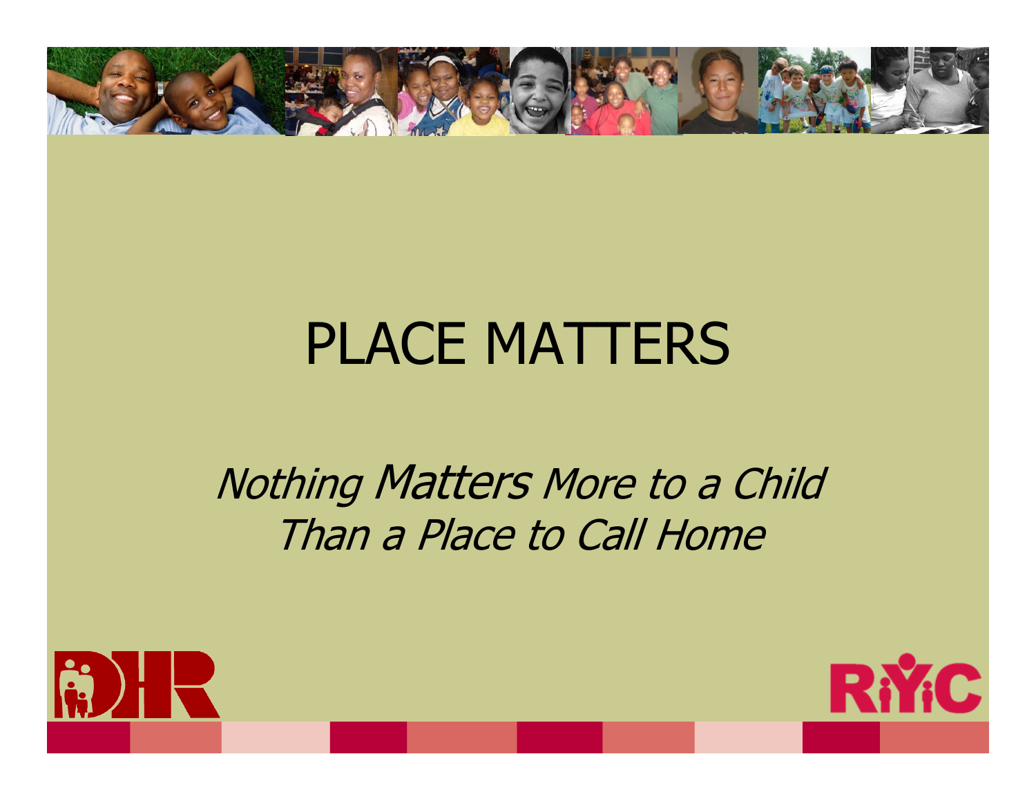# PLACE MATTERS

*Nothing Matters More to a Child Than a Place to Call Home*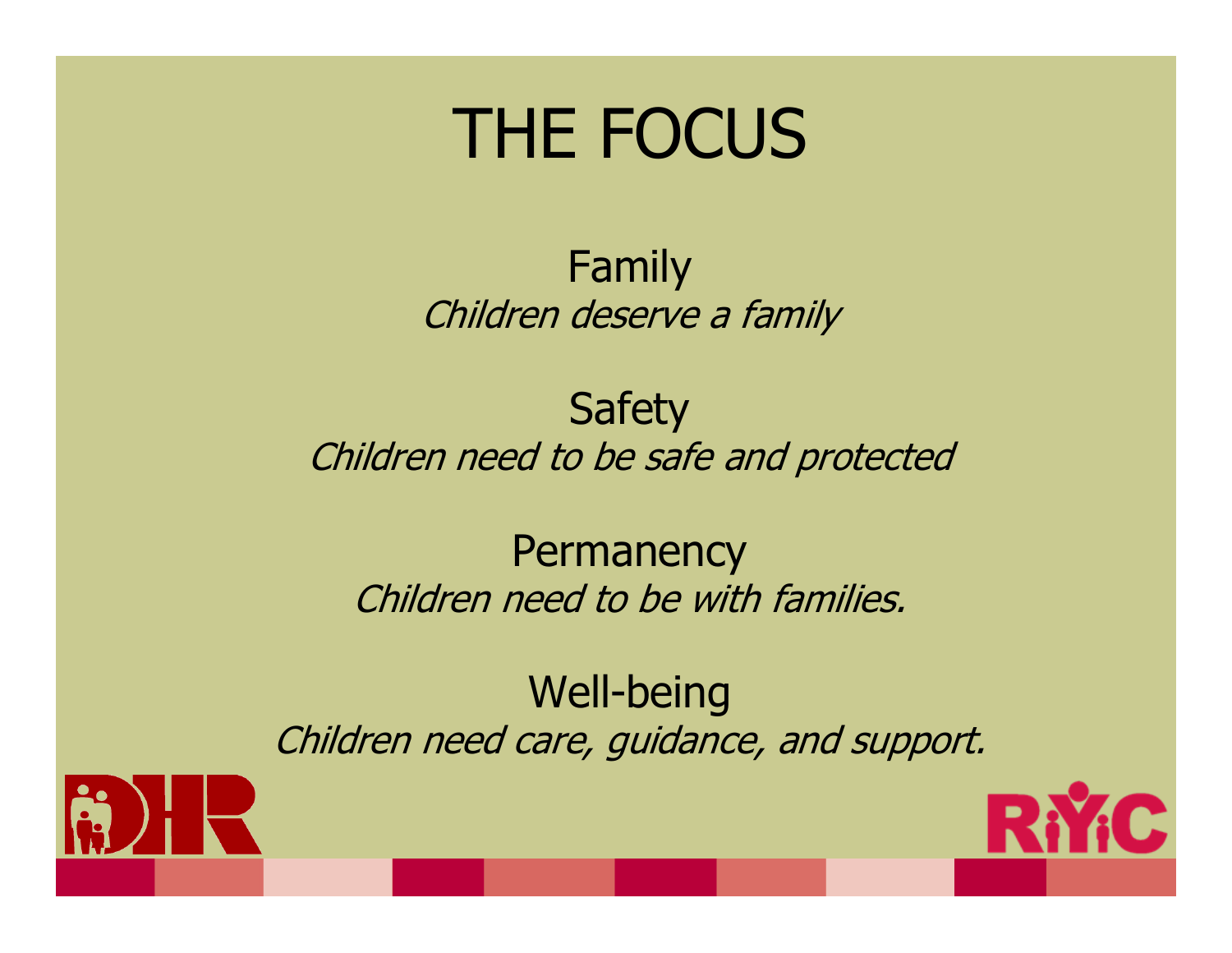# THE FOCUS

Family
*Children deserve a family*

Safety
*Children need to be safe and protected*

Permanency
*Children need to be with families.*

Well-being
*Children need care, guidance, and support.*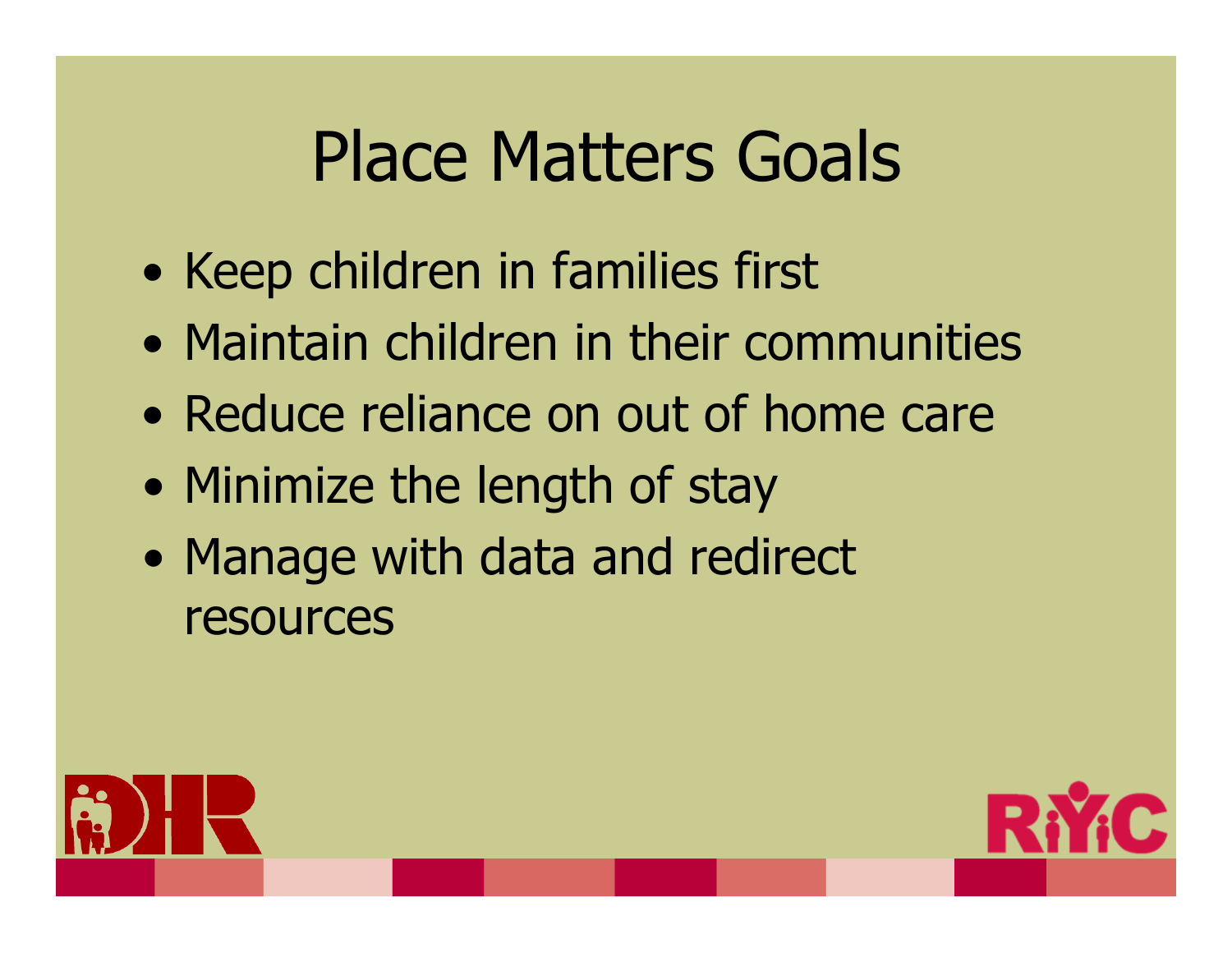# Place Matters Goals

- Keep children in families first
- Maintain children in their communities
- Reduce reliance on out of home care
- Minimize the length of stay
- Manage with data and redirect resources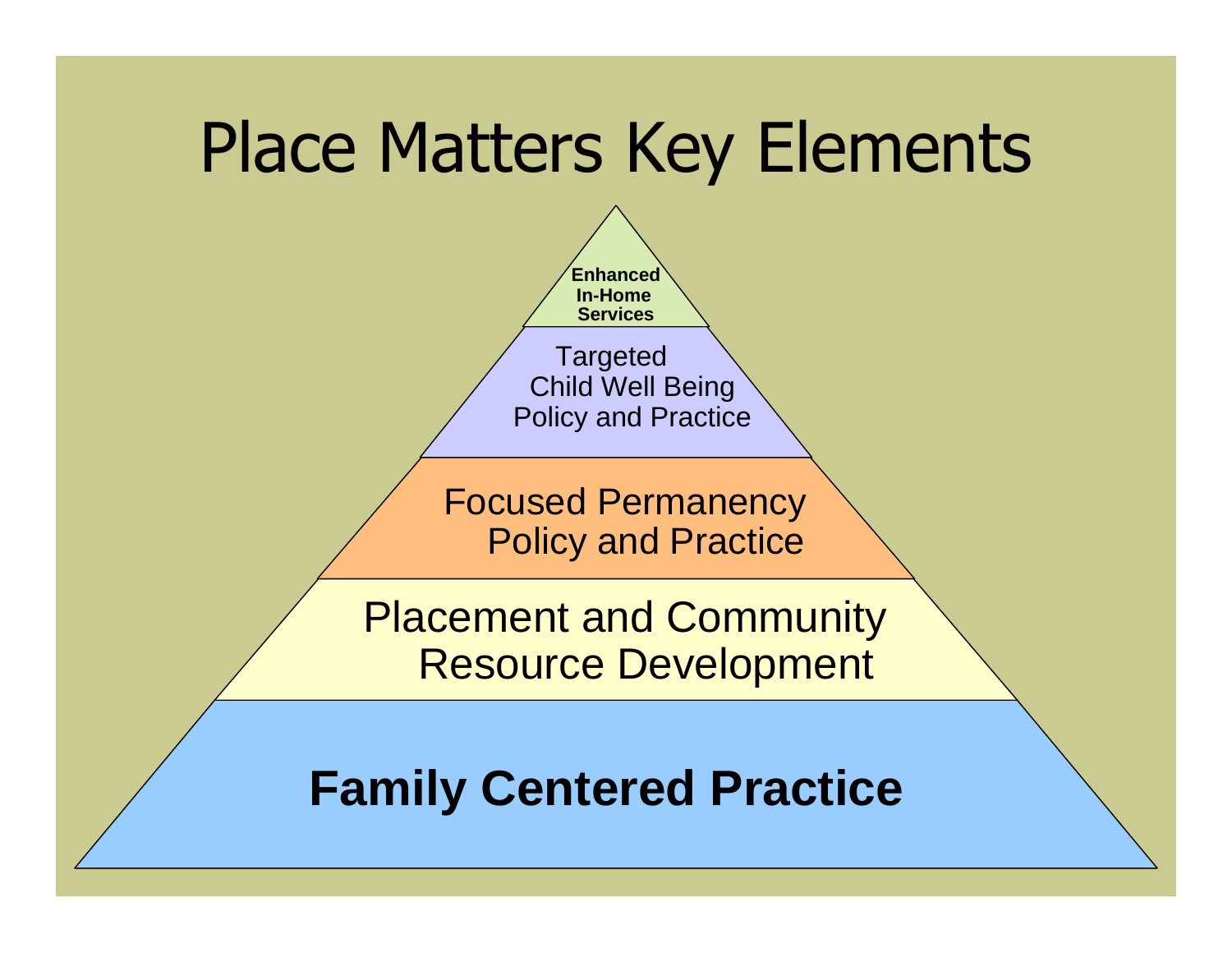# Place Matters Key Elements

- Enhanced In-Home Services
- Targeted Child Well Being Policy and Practice
- Focused Permanency Policy and Practice
- Placement and Community Resource Development
- **Family Centered Practice**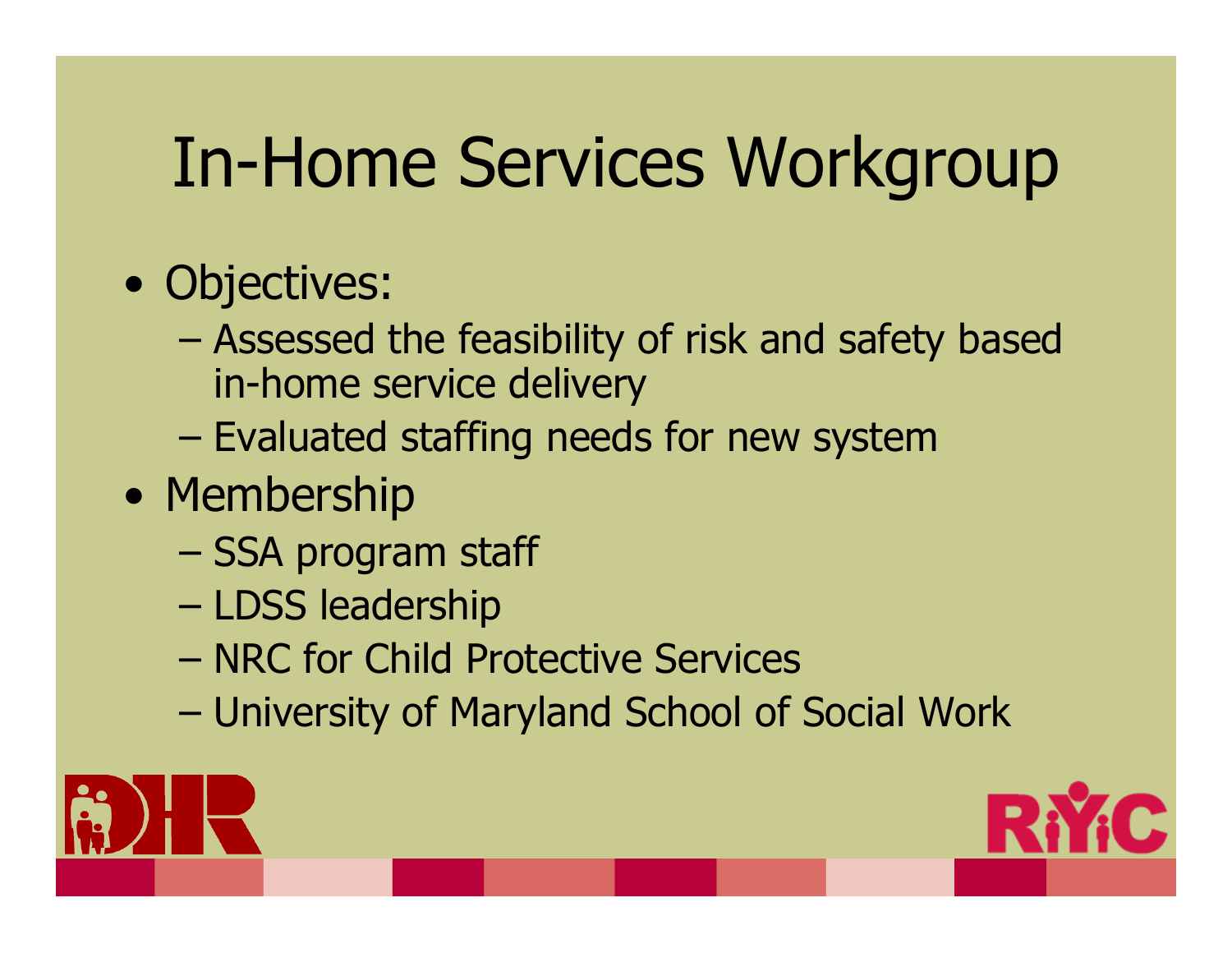# In-Home Services Workgroup

- Objectives:
  - Assessed the feasibility of risk and safety based in-home service delivery
  - Evaluated staffing needs for new system
- Membership
  - SSA program staff
  - LDSS leadership
  - NRC for Child Protective Services
  - University of Maryland School of Social Work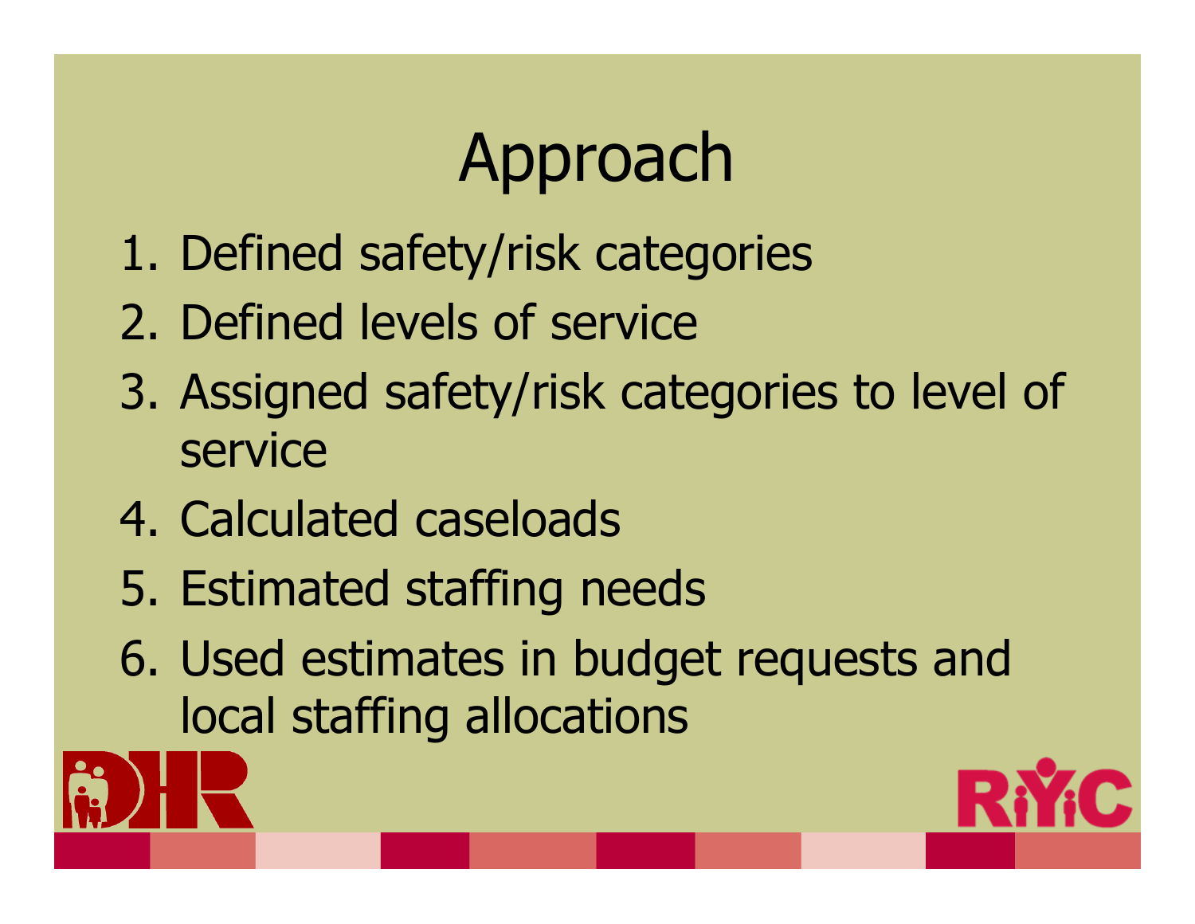# Approach

1. Defined safety/risk categories
2. Defined levels of service
3. Assigned safety/risk categories to level of service
4. Calculated caseloads
5. Estimated staffing needs
6. Used estimates in budget requests and local staffing allocations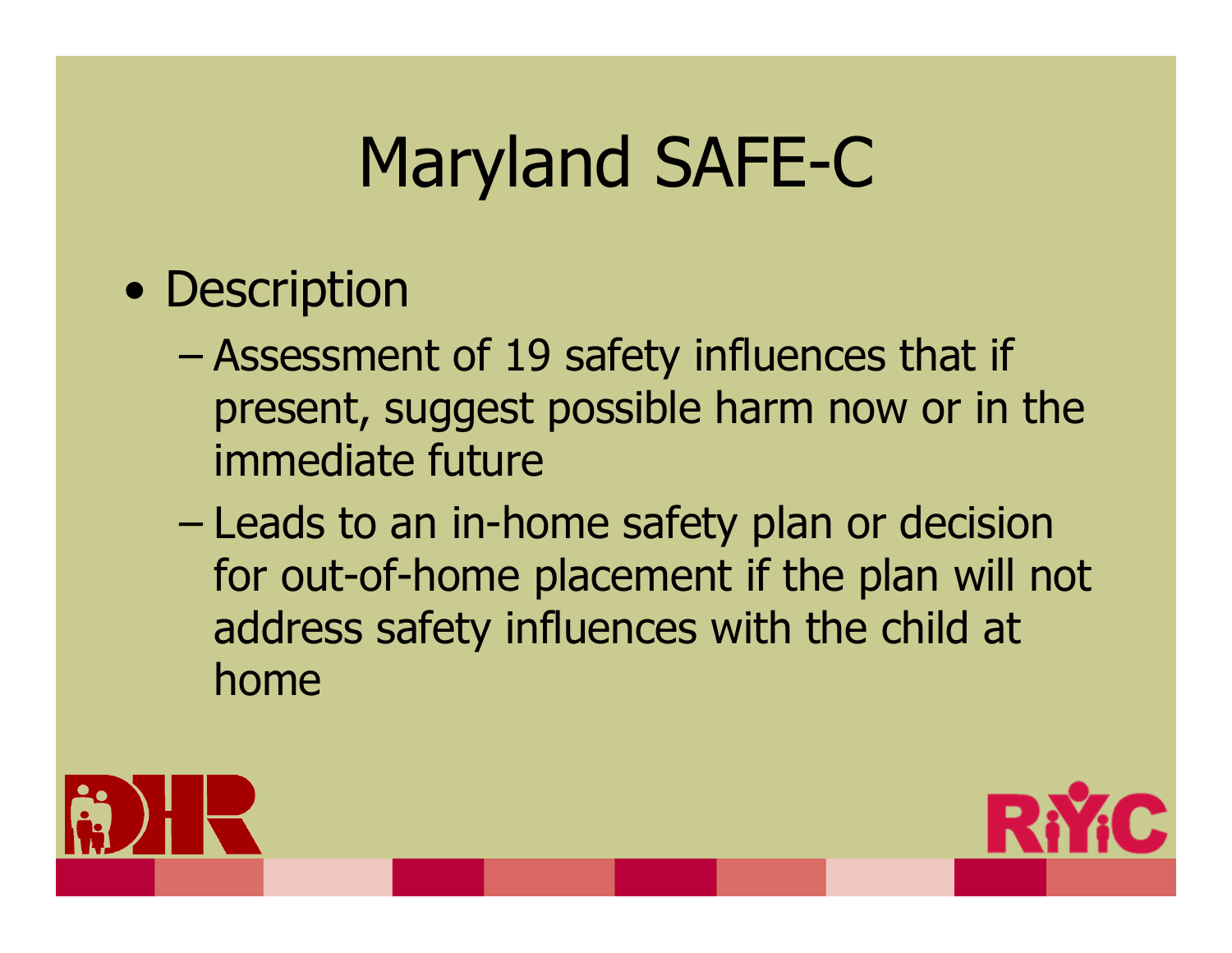# Maryland SAFE-C

- Description
  - Assessment of 19 safety influences that if present, suggest possible harm now or in the immediate future
  - Leads to an in-home safety plan or decision for out-of-home placement if the plan will not address safety influences with the child at home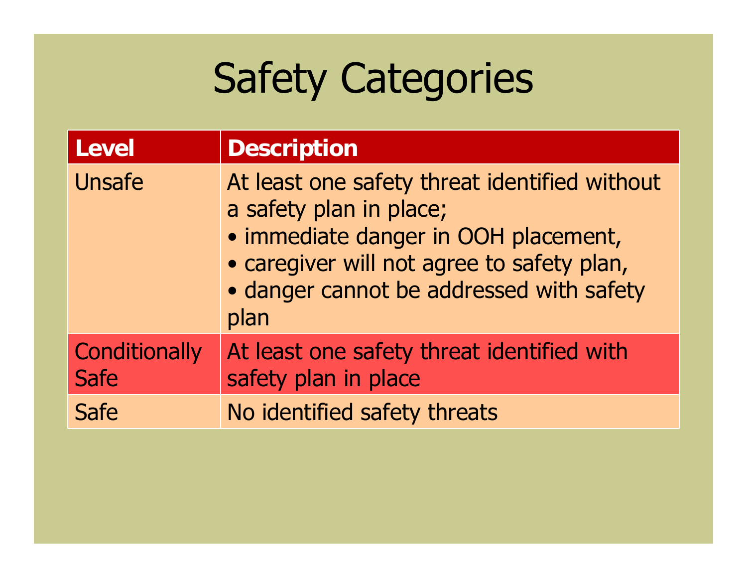# Safety Categories

| Level | Description |
| --- | --- |
| Unsafe | At least one safety threat identified without a safety plan in place;<br>• immediate danger in OOH placement,<br>• caregiver will not agree to safety plan,<br>• danger cannot be addressed with safety plan |
| Conditionally Safe | At least one safety threat identified with safety plan in place |
| Safe | No identified safety threats |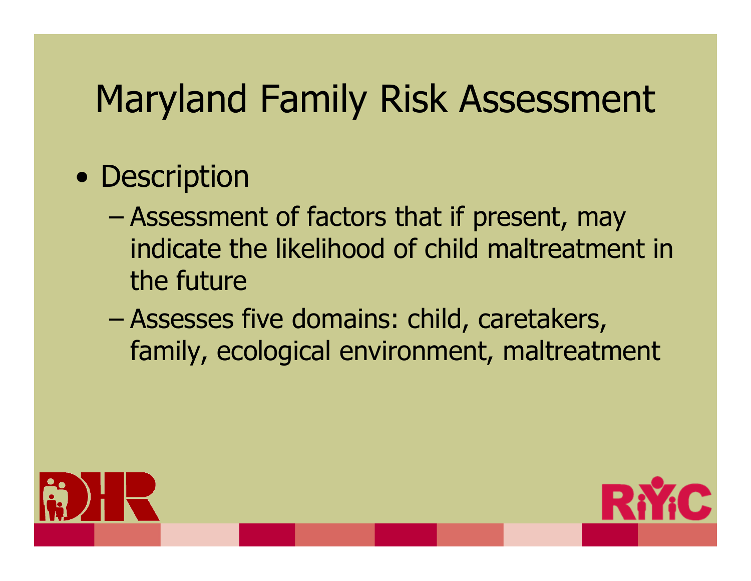# Maryland Family Risk Assessment

- Description
  - Assessment of factors that if present, may indicate the likelihood of child maltreatment in the future
  - Assesses five domains: child, caretakers, family, ecological environment, maltreatment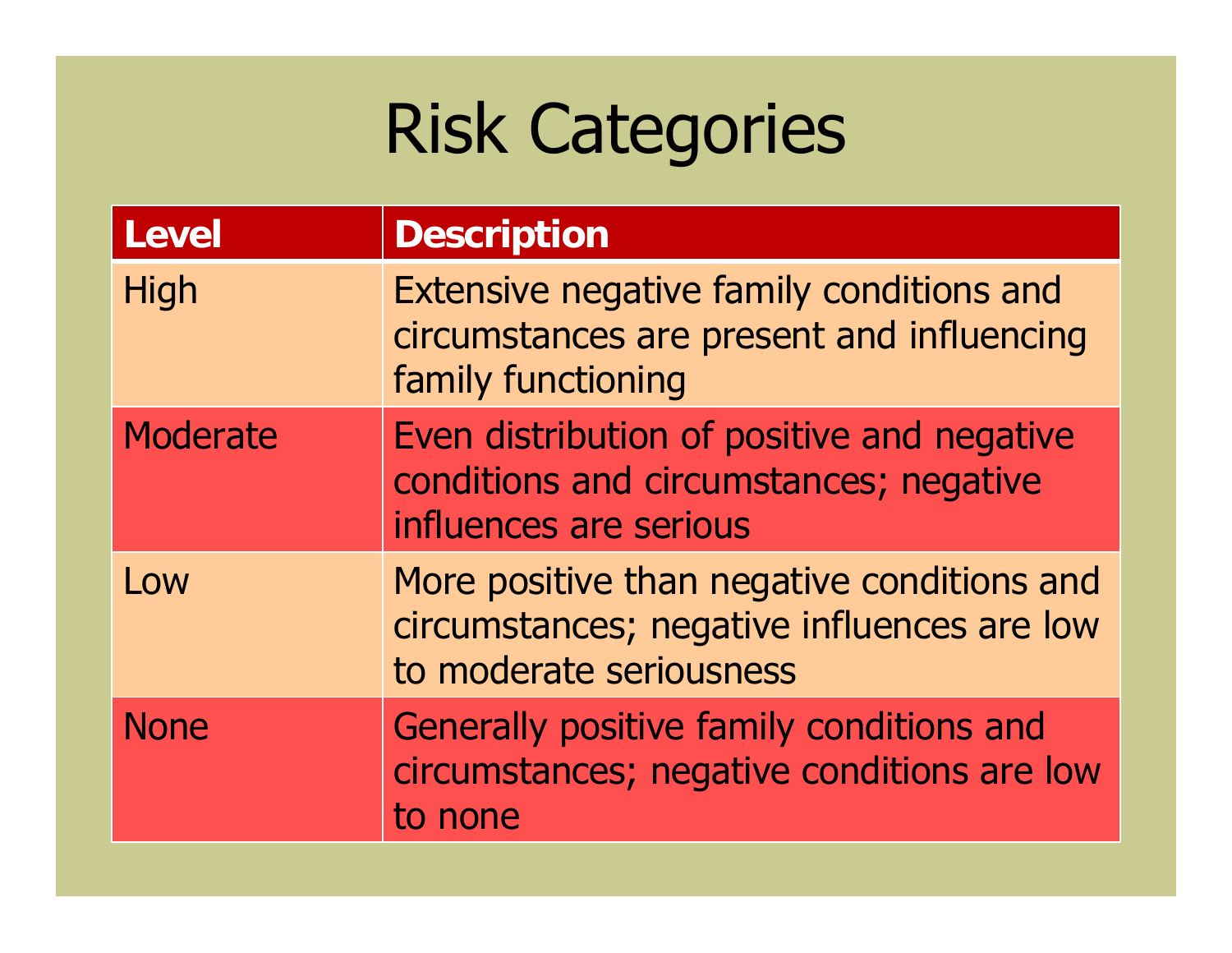# Risk Categories

| Level | Description |
|---|---|
| High | Extensive negative family conditions and circumstances are present and influencing family functioning |
| Moderate | Even distribution of positive and negative conditions and circumstances; negative influences are serious |
| Low | More positive than negative conditions and circumstances; negative influences are low to moderate seriousness |
| None | Generally positive family conditions and circumstances; negative conditions are low to none |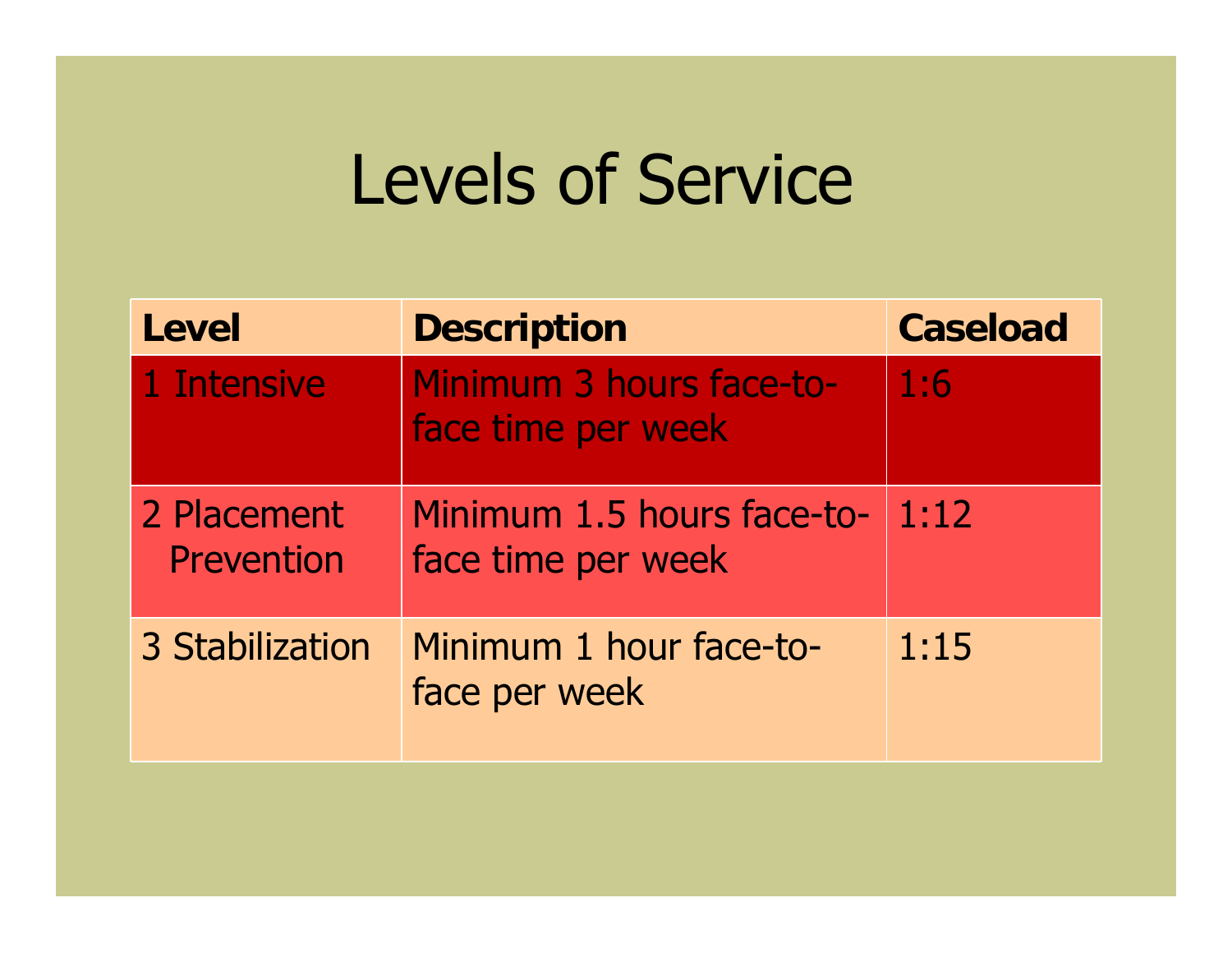# Levels of Service

| Level | Description | Caseload |
|---|---|---|
| 1 Intensive | Minimum 3 hours face-to-face time per week | 1:6 |
| 2 Placement Prevention | Minimum 1.5 hours face-to-face time per week | 1:12 |
| 3 Stabilization | Minimum 1 hour face-to-face per week | 1:15 |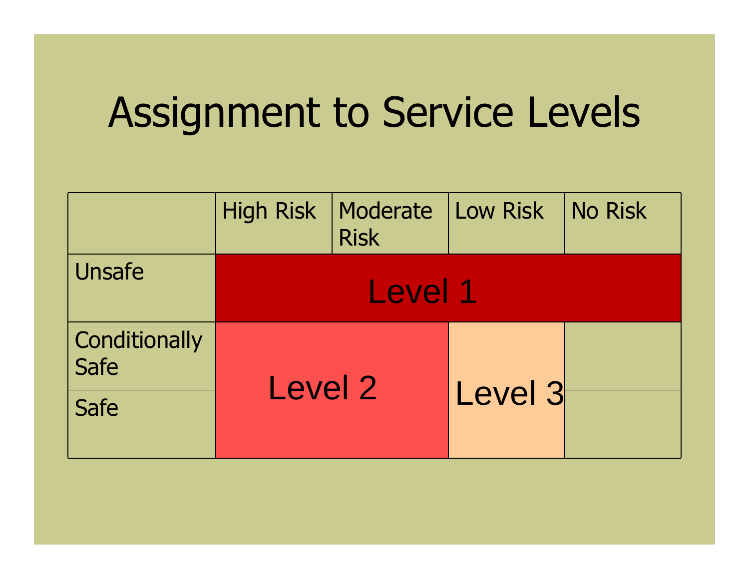# Assignment to Service Levels

| | High Risk | Moderate Risk | Low Risk | No Risk |
|---|---|---|---|---|
| Unsafe | Level 1 | Level 1 | Level 1 | Level 1 |
| Conditionally Safe | Level 2 | Level 2 | Level 3 | |
| Safe | Level 2 | Level 2 | Level 3 | |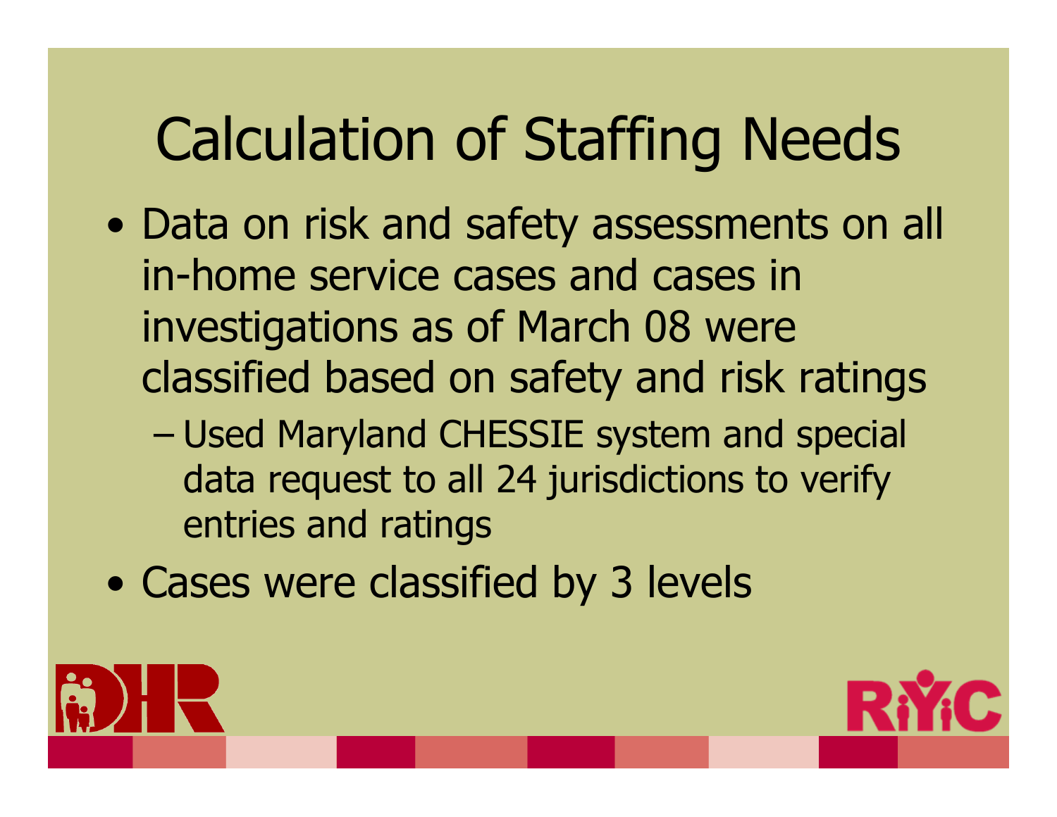# Calculation of Staffing Needs

- Data on risk and safety assessments on all in-home service cases and cases in investigations as of March 08 were classified based on safety and risk ratings
  - Used Maryland CHESSIE system and special data request to all 24 jurisdictions to verify entries and ratings
- Cases were classified by 3 levels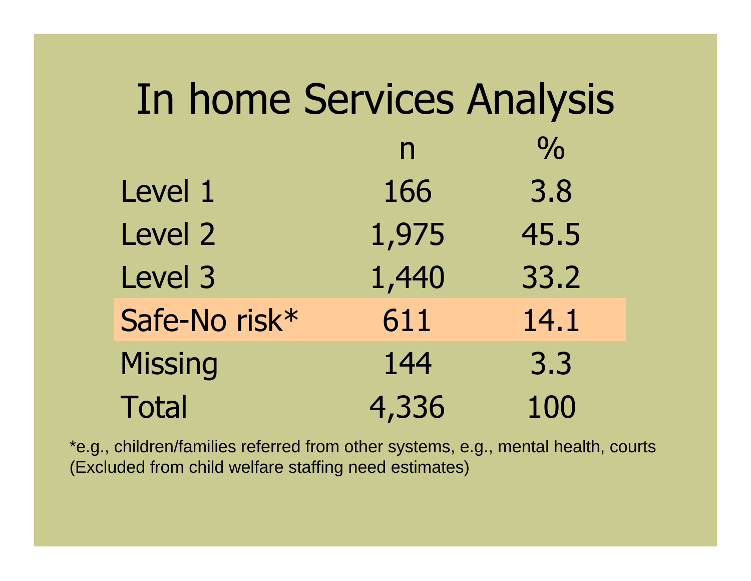# In home Services Analysis

| | n | % |
|---|---|---|
| Level 1 | 166 | 3.8 |
| Level 2 | 1,975 | 45.5 |
| Level 3 | 1,440 | 33.2 |
| Safe-No risk* | 611 | 14.1 |
| Missing | 144 | 3.3 |
| Total | 4,336 | 100 |

*e.g., children/families referred from other systems, e.g., mental health, courts (Excluded from child welfare staffing need estimates)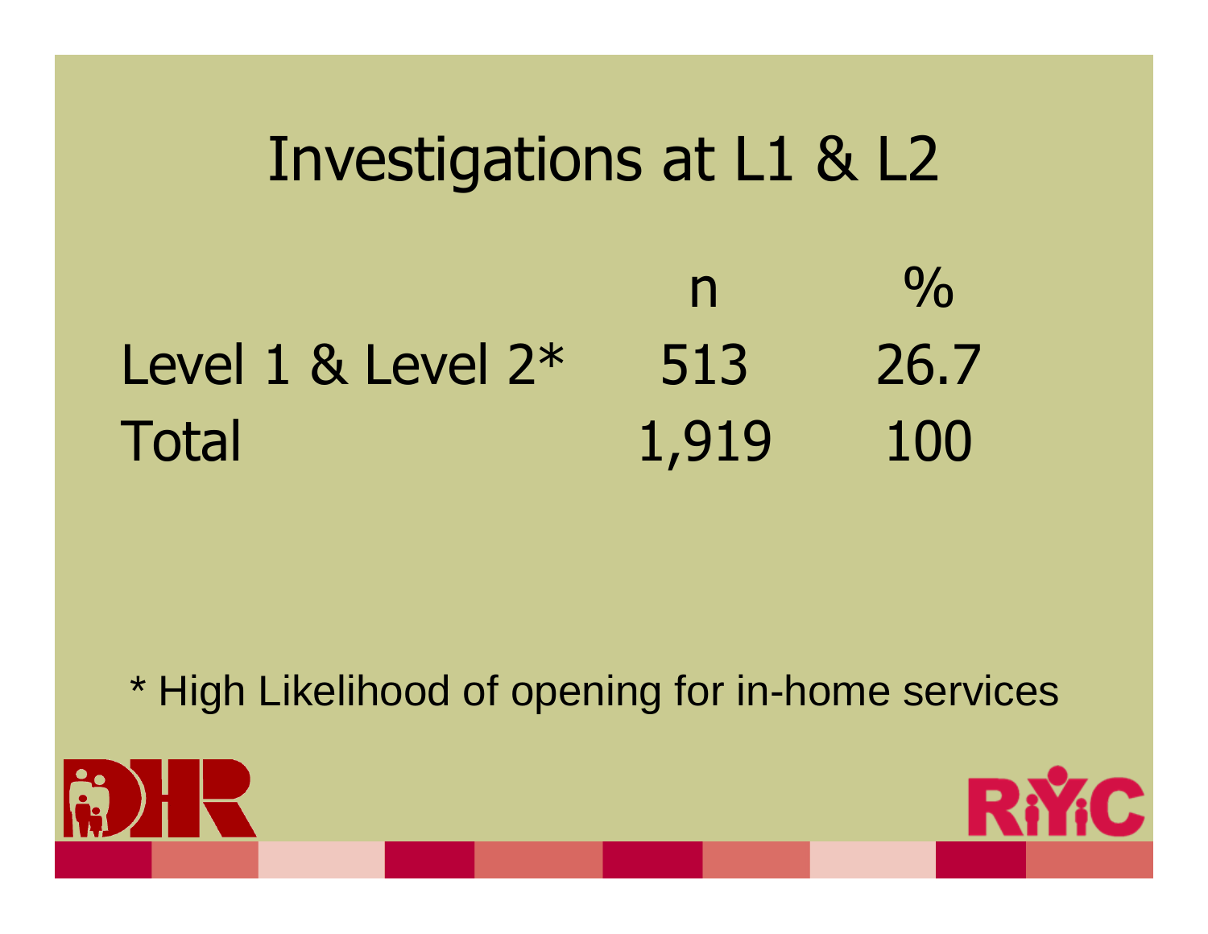# Investigations at L1 & L2

| | n | % |
|---|---|---|
| Level 1 & Level 2* | 513 | 26.7 |
| Total | 1,919 | 100 |

* High Likelihood of opening for in-home services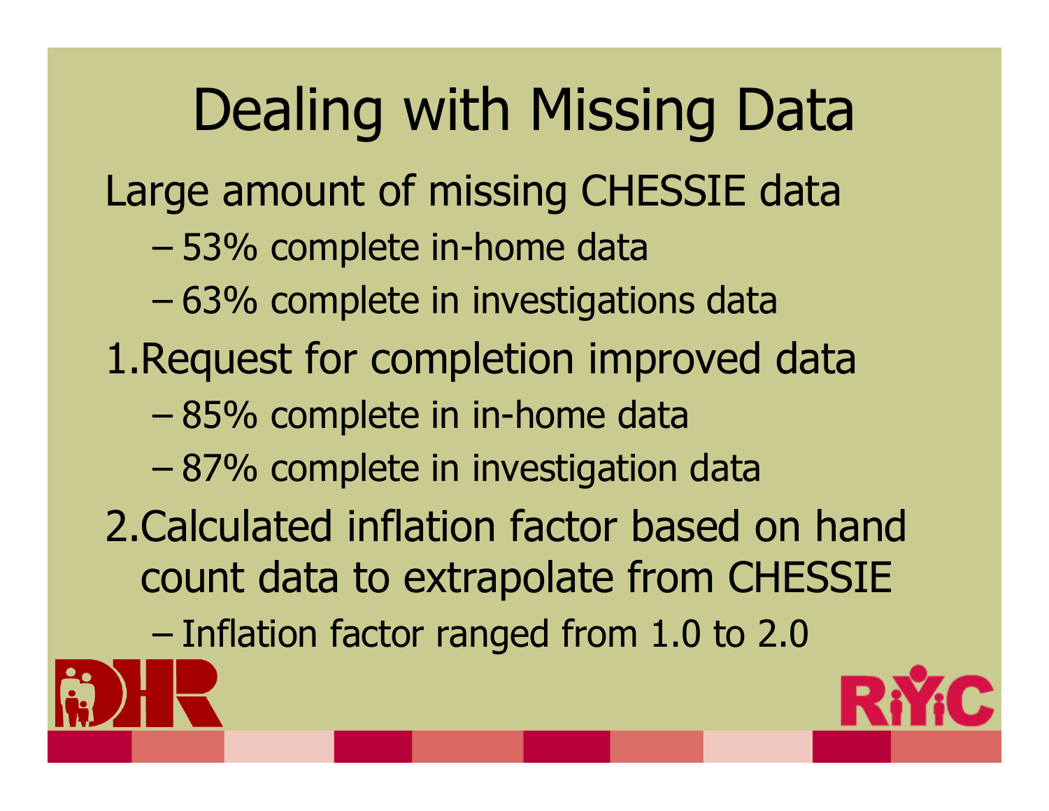# Dealing with Missing Data

Large amount of missing CHESSIE data

- 53% complete in-home data
- 63% complete in investigations data

1. Request for completion improved data
   - 85% complete in in-home data
   - 87% complete in investigation data
2. Calculated inflation factor based on hand count data to extrapolate from CHESSIE
   - Inflation factor ranged from 1.0 to 2.0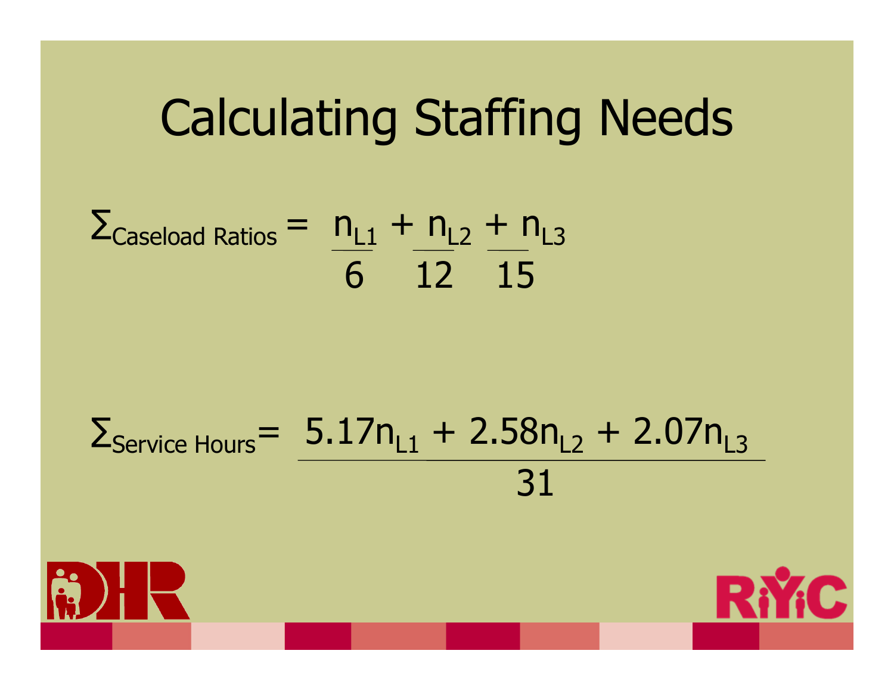# Calculating Staffing Needs

$$\Sigma_{\text{Caseload Ratios}} = \frac{n_{L1}}{6} + \frac{n_{L2}}{12} + \frac{n_{L3}}{15}$$

$$\Sigma_{\text{Service Hours}} = \frac{5.17n_{L1} + 2.58n_{L2} + 2.07n_{L3}}{31}$$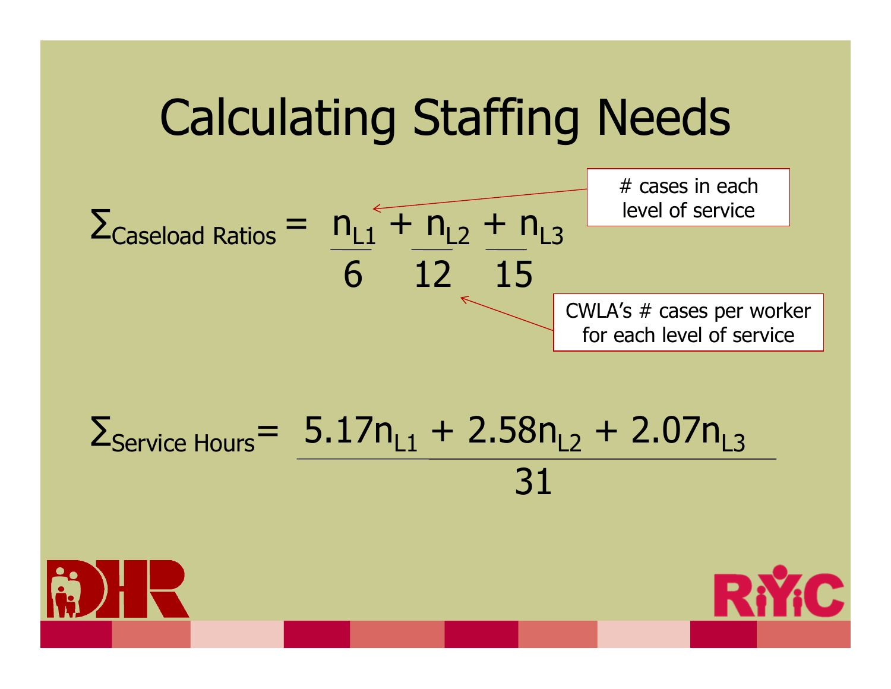# Calculating Staffing Needs

$$\Sigma_{\text{Caseload Ratios}} = \frac{n_{L1}}{6} + \frac{n_{L2}}{12} + \frac{n_{L3}}{15}$$

# cases in each level of service

CWLA's # cases per worker for each level of service

$$\Sigma_{\text{Service Hours}} = \frac{5.17n_{L1} + 2.58n_{L2} + 2.07n_{L3}}{31}$$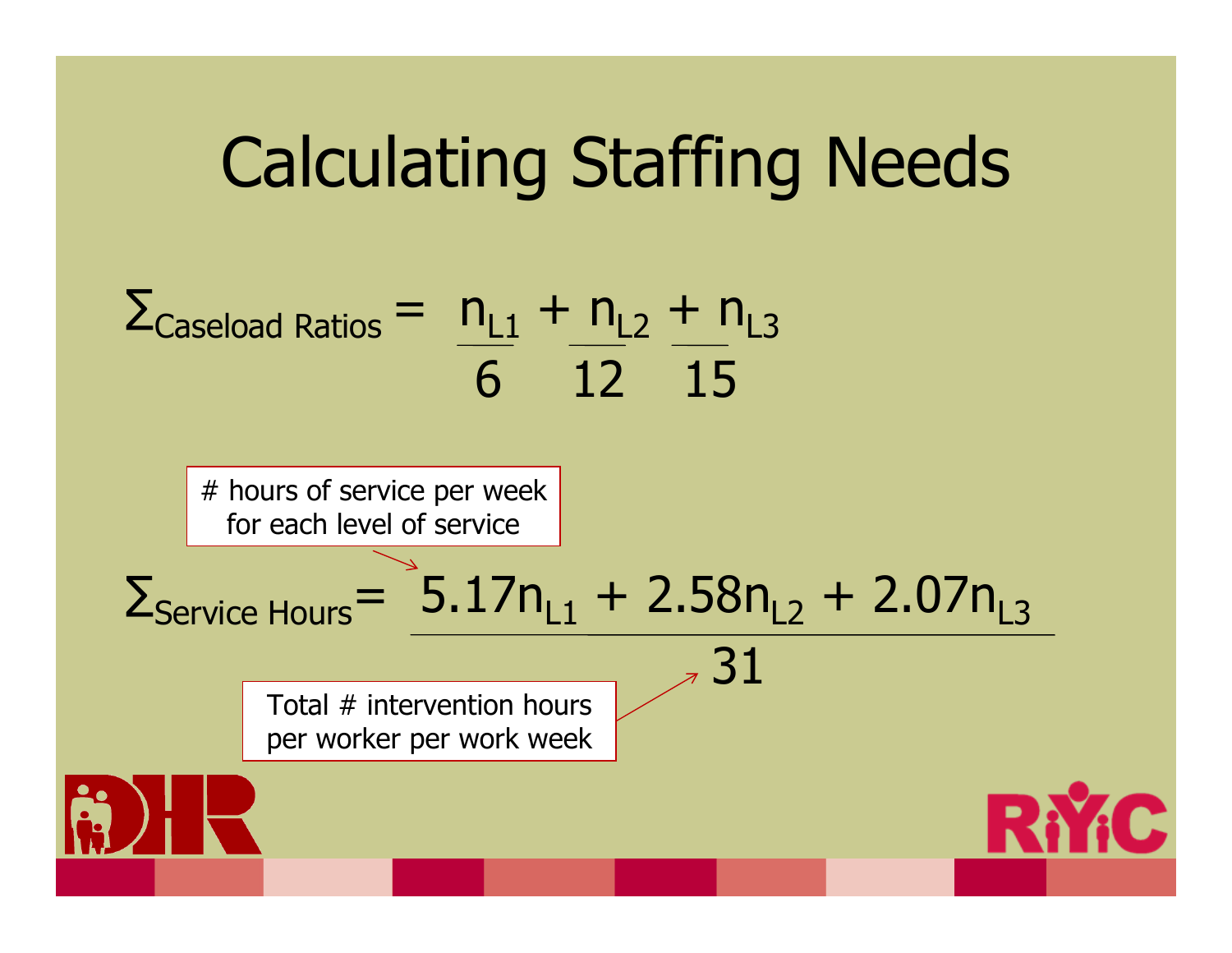# Calculating Staffing Needs

$$\Sigma_{\text{Caseload Ratios}} = \frac{n_{L1}}{6} + \frac{n_{L2}}{12} + \frac{n_{L3}}{15}$$

# hours of service per week for each level of service

$$\Sigma_{\text{Service Hours}} = \frac{5.17n_{L1} + 2.58n_{L2} + 2.07n_{L3}}{31}$$

Total # intervention hours per worker per work week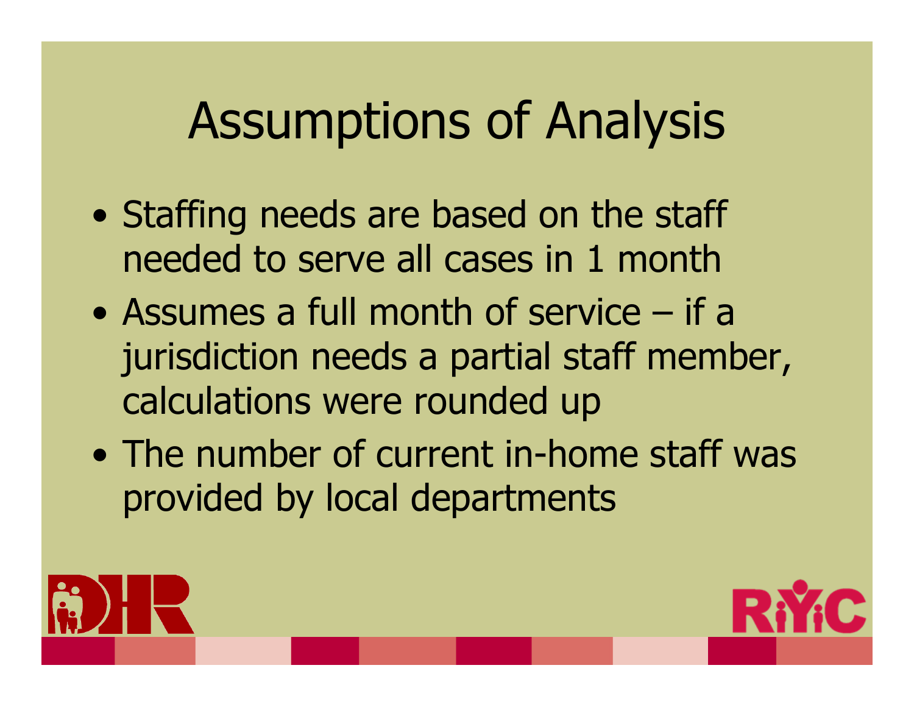# Assumptions of Analysis

- Staffing needs are based on the staff needed to serve all cases in 1 month
- Assumes a full month of service – if a jurisdiction needs a partial staff member, calculations were rounded up
- The number of current in-home staff was provided by local departments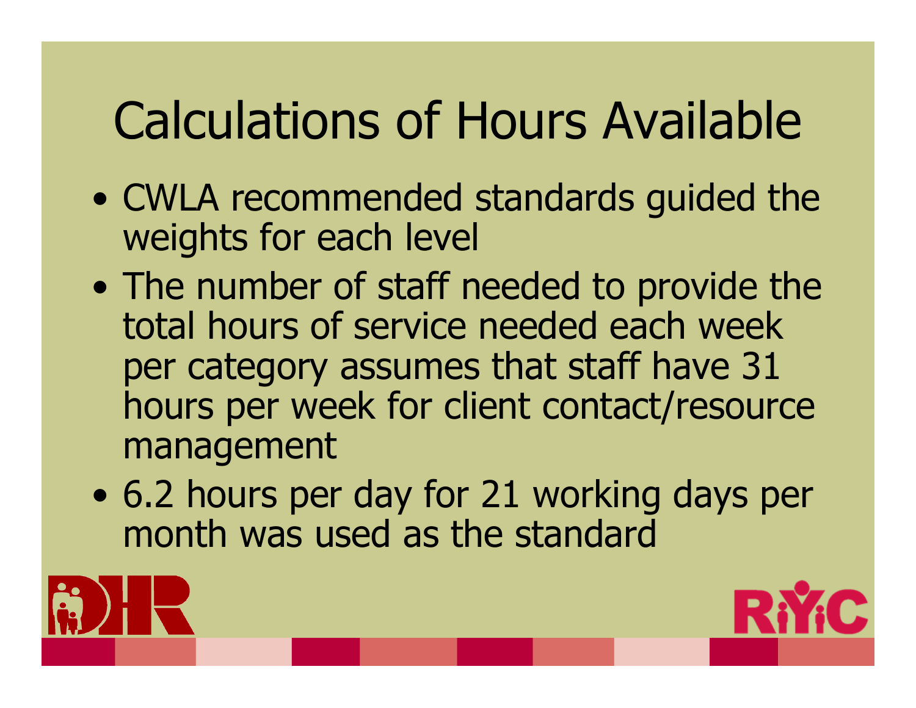# Calculations of Hours Available

- CWLA recommended standards guided the weights for each level
- The number of staff needed to provide the total hours of service needed each week per category assumes that staff have 31 hours per week for client contact/resource management
- 6.2 hours per day for 21 working days per month was used as the standard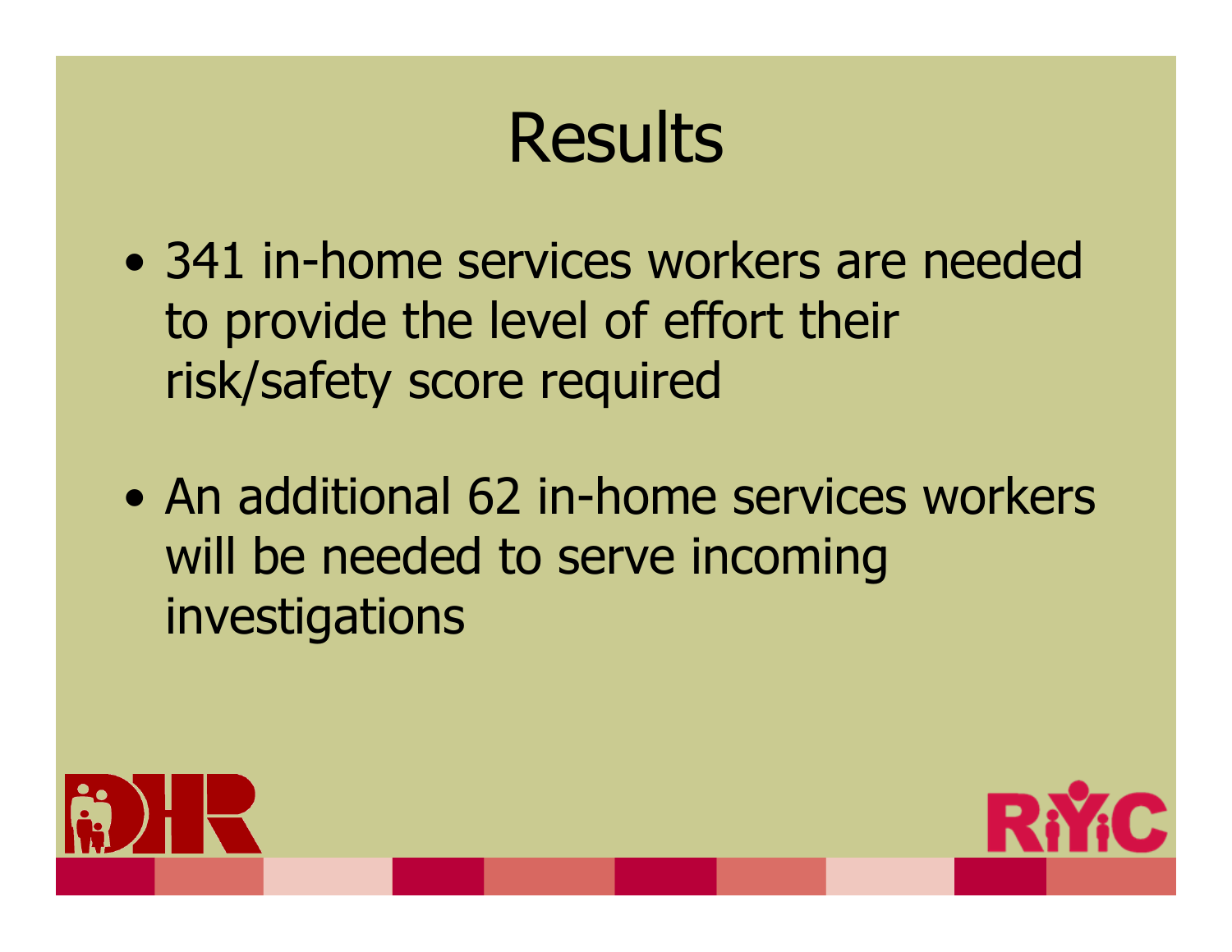# Results

- 341 in-home services workers are needed to provide the level of effort their risk/safety score required
- An additional 62 in-home services workers will be needed to serve incoming investigations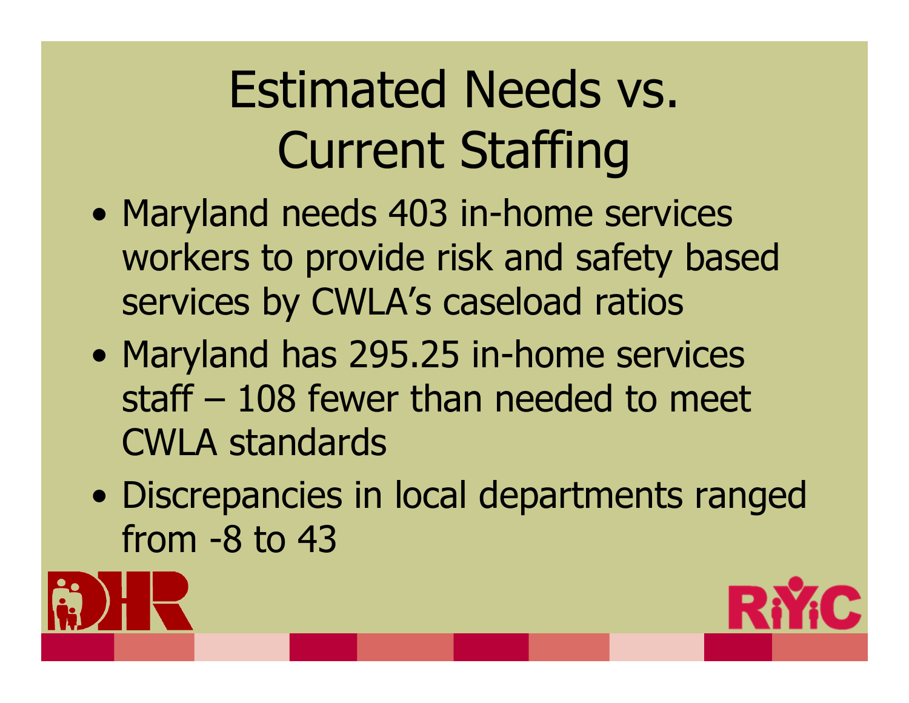# Estimated Needs vs. Current Staffing

- Maryland needs 403 in-home services workers to provide risk and safety based services by CWLA's caseload ratios
- Maryland has 295.25 in-home services staff – 108 fewer than needed to meet CWLA standards
- Discrepancies in local departments ranged from -8 to 43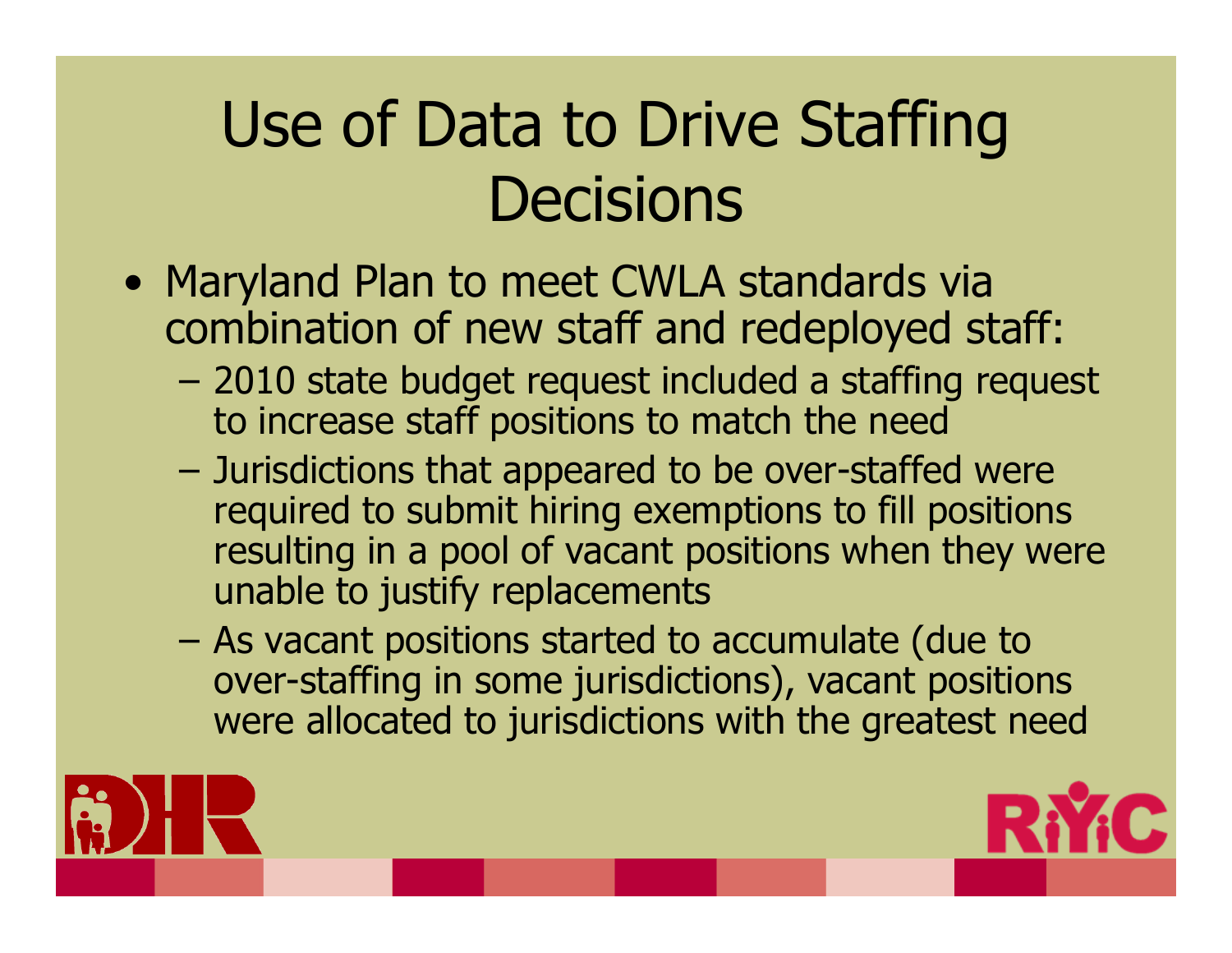# Use of Data to Drive Staffing Decisions

- Maryland Plan to meet CWLA standards via combination of new staff and redeployed staff:
  - 2010 state budget request included a staffing request to increase staff positions to match the need
  - Jurisdictions that appeared to be over-staffed were required to submit hiring exemptions to fill positions resulting in a pool of vacant positions when they were unable to justify replacements
  - As vacant positions started to accumulate (due to over-staffing in some jurisdictions), vacant positions were allocated to jurisdictions with the greatest need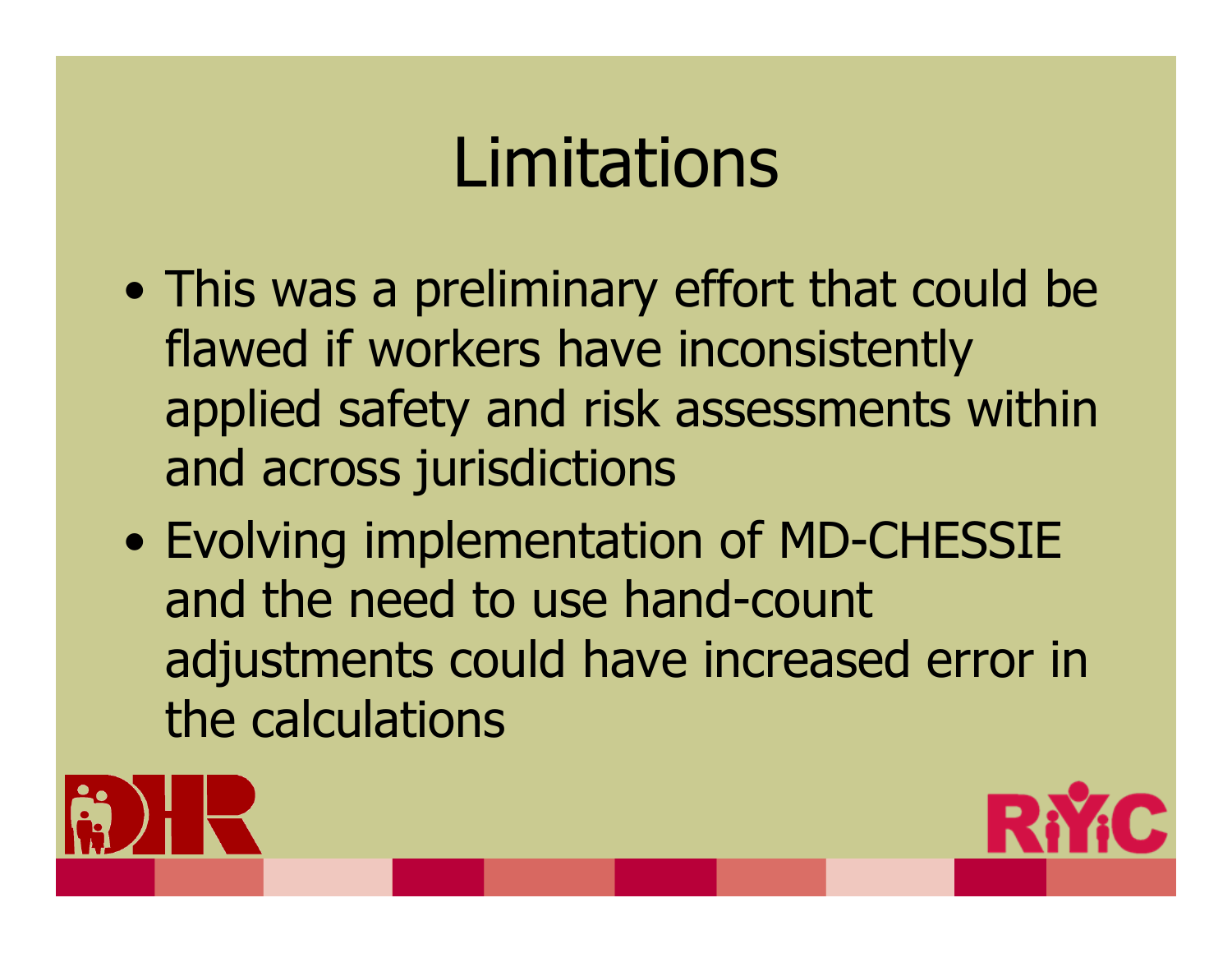# Limitations

- This was a preliminary effort that could be flawed if workers have inconsistently applied safety and risk assessments within and across jurisdictions
- Evolving implementation of MD-CHESSIE and the need to use hand-count adjustments could have increased error in the calculations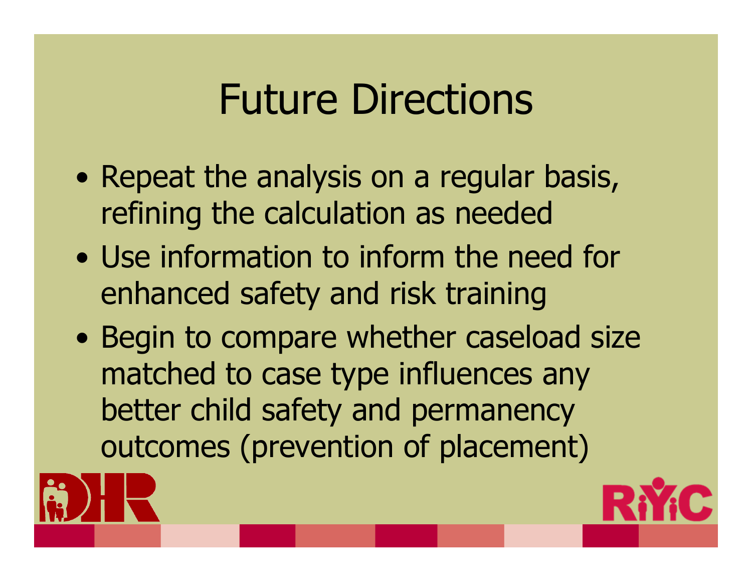# Future Directions

- Repeat the analysis on a regular basis, refining the calculation as needed
- Use information to inform the need for enhanced safety and risk training
- Begin to compare whether caseload size matched to case type influences any better child safety and permanency outcomes (prevention of placement)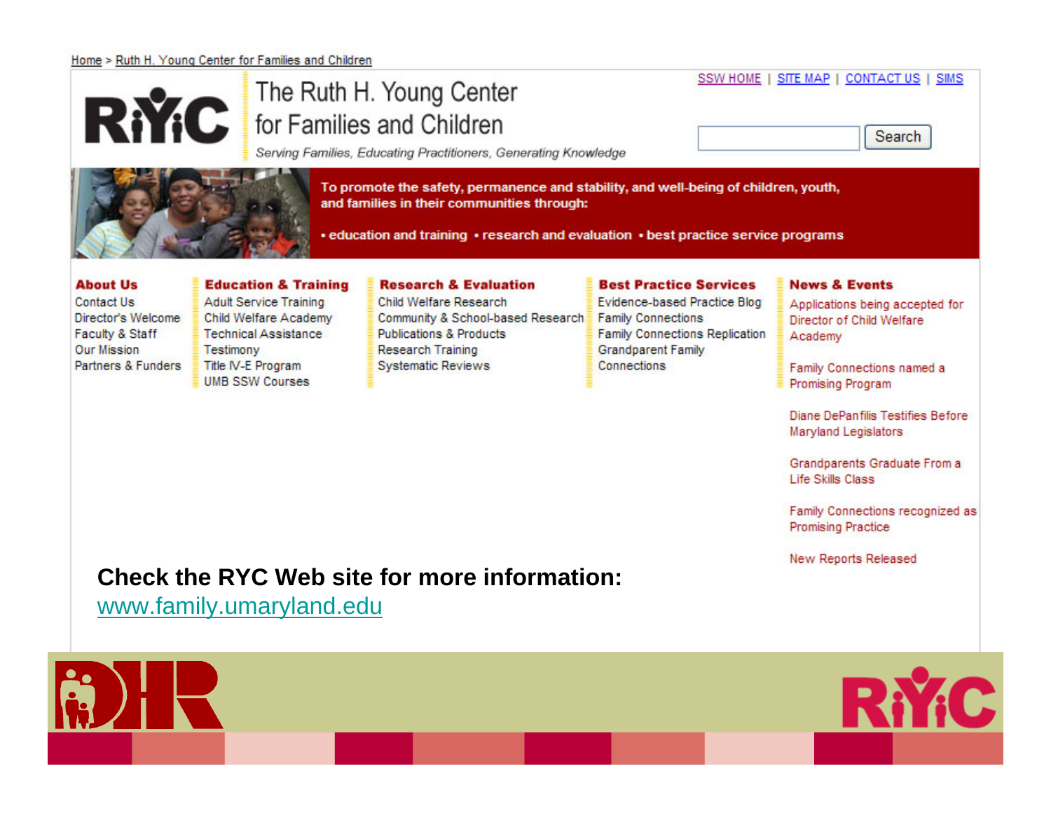Home > Ruth H. Young Center for Families and Children

SSW HOME | SITE MAP | CONTACT US | SIMS

# RYC The Ruth H. Young Center for Families and Children

*Serving Families, Educating Practitioners, Generating Knowledge*

Search

**To promote the safety, permanence and stability, and well-being of children, youth, and families in their communities through:**

**• education and training • research and evaluation • best practice service programs**

**About Us**
- Contact Us
- Director's Welcome
- Faculty & Staff
- Our Mission
- Partners & Funders

**Education & Training**
- Adult Service Training
- Child Welfare Academy
- Technical Assistance
- Testimony
- Title IV-E Program
- UMB SSW Courses

**Research & Evaluation**
- Child Welfare Research
- Community & School-based Research
- Publications & Products
- Research Training
- Systematic Reviews

**Best Practice Services**
- Evidence-based Practice Blog
- Family Connections
- Family Connections Replication
- Grandparent Family Connections

**News & Events**
- Applications being accepted for Director of Child Welfare Academy
- Family Connections named a Promising Program
- Diane DePanfilis Testifies Before Maryland Legislators
- Grandparents Graduate From a Life Skills Class
- Family Connections recognized as Promising Practice
- New Reports Released

**Check the RYC Web site for more information:**

www.family.umaryland.edu

DHR RYC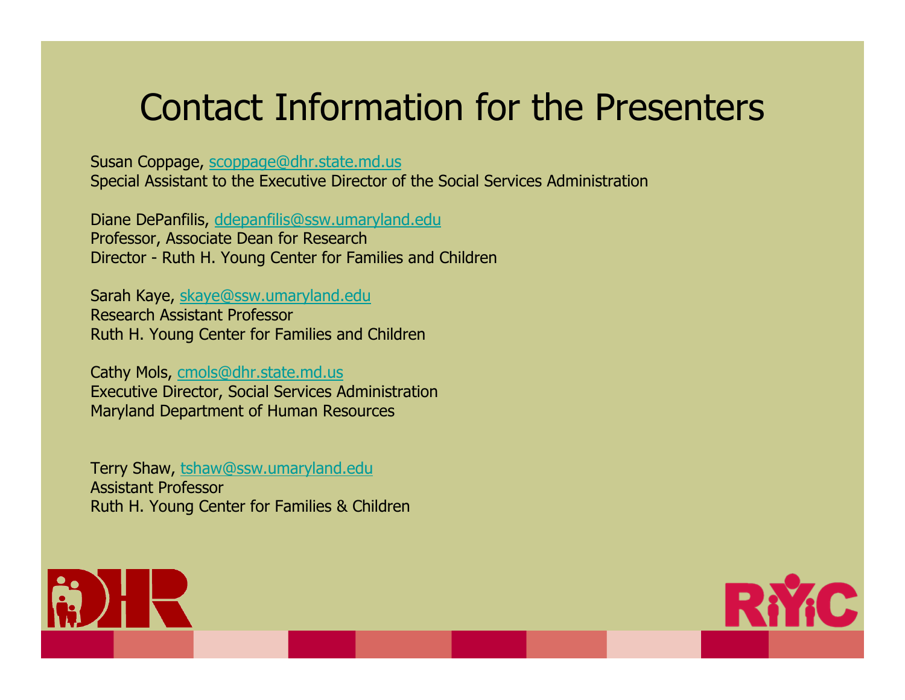# Contact Information for the Presenters

Susan Coppage, scoppage@dhr.state.md.us
Special Assistant to the Executive Director of the Social Services Administration

Diane DePanfilis, ddepanfilis@ssw.umaryland.edu
Professor, Associate Dean for Research
Director - Ruth H. Young Center for Families and Children

Sarah Kaye, skaye@ssw.umaryland.edu
Research Assistant Professor
Ruth H. Young Center for Families and Children

Cathy Mols, cmols@dhr.state.md.us
Executive Director, Social Services Administration
Maryland Department of Human Resources

Terry Shaw, tshaw@ssw.umaryland.edu
Assistant Professor
Ruth H. Young Center for Families & Children